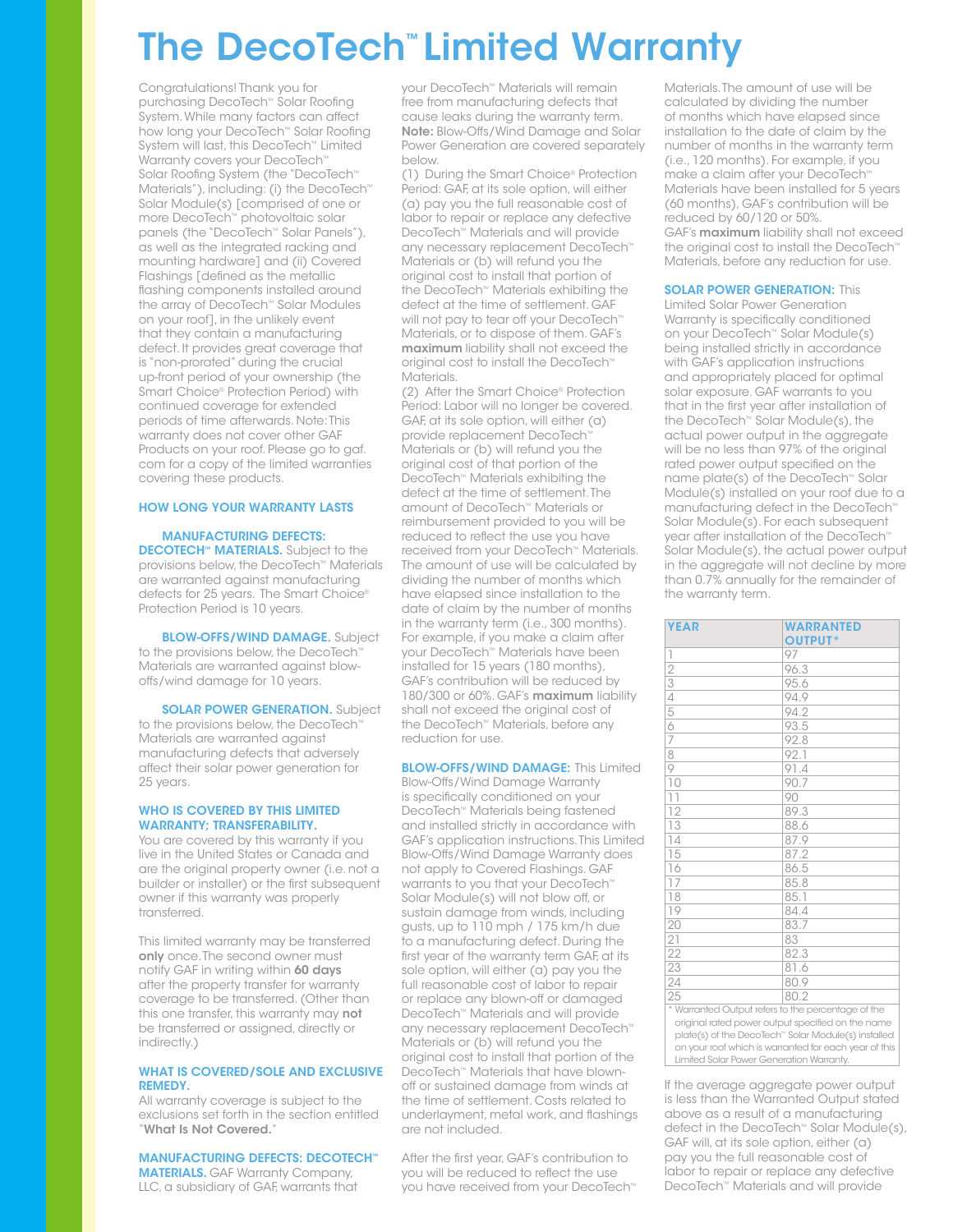# The DecoTech™ Limited Warranty

Congratulations! Thank you for purchasing DecoTech™ Solar Roofing System. While many factors can affect how long your DecoTech™ Solar Roofing System will last, this DecoTech™ Limited Warranty covers your DecoTech™ Solar Roofing System (the "DecoTech™ Materials"), including: (i) the DecoTech™ Solar Module(s) [comprised of one or more DecoTech™ photovoltaic solar panels (the "DecoTech™ Solar Panels"), as well as the integrated racking and mounting hardware] and (ii) Covered Flashings [defined as the metallic flashing components installed around the array of DecoTech™ Solar Modules on your roof], in the unlikely event that they contain a manufacturing defect. It provides great coverage that is "non-prorated" during the crucial up-front period of your ownership (the Smart Choice® Protection Period) with continued coverage for extended periods of time afterwards. Note: This warranty does not cover other GAF Products on your roof. Please go to gaf.com for a copy of the limited warranties covering these products.

## HOW LONG YOUR WARRANTY LASTS

**MANUFACTURING DEFECTS: DECOTECH™ MATERIALS.** Subject to the provisions below, the DecoTech™ Materials are warranted against manufacturing defects for 25 years. The Smart Choice® Protection Period is 10 years.

**BLOW-OFFS/WIND DAMAGE.** Subject to the provisions below, the DecoTech™ Materials are warranted against blow-offs/wind damage for 10 years.

**SOLAR POWER GENERATION.** Subject to the provisions below, the DecoTech™ Materials are warranted against manufacturing defects that adversely affect their solar power generation for 25 years.

## WHO IS COVERED BY THIS LIMITED WARRANTY; TRANSFERABILITY.

You are covered by this warranty if you live in the United States or Canada and are the original property owner (i.e. not a builder or installer) or the first subsequent owner if this warranty was properly transferred.

This limited warranty may be transferred **only** once. The second owner must notify GAF in writing within **60 days** after the property transfer for warranty coverage to be transferred. (Other than this one transfer, this warranty may **not** be transferred or assigned, directly or indirectly.)

## WHAT IS COVERED/SOLE AND EXCLUSIVE REMEDY.

All warranty coverage is subject to the exclusions set forth in the section entitled "**What Is Not Covered.**"

**MANUFACTURING DEFECTS: DECOTECH™ MATERIALS.** GAF Warranty Company, LLC, a subsidiary of GAF, warrants that your DecoTech™ Materials will remain free from manufacturing defects that cause leaks during the warranty term. **Note:** Blow-Offs/Wind Damage and Solar Power Generation are covered separately below.

(1) During the Smart Choice® Protection Period: GAF, at its sole option, will either (a) pay you the full reasonable cost of labor to repair or replace any defective DecoTech™ Materials and will provide any necessary replacement DecoTech™ Materials or (b) will refund you the original cost to install that portion of the DecoTech™ Materials exhibiting the defect at the time of settlement. GAF will not pay to tear off your DecoTech™ Materials, or to dispose of them. GAF's **maximum** liability shall not exceed the original cost to install the DecoTech™ Materials.

(2) After the Smart Choice® Protection Period: Labor will no longer be covered. GAF, at its sole option, will either (a) provide replacement DecoTech™ Materials or (b) will refund you the original cost of that portion of the DecoTech™ Materials exhibiting the defect at the time of settlement. The amount of DecoTech™ Materials or reimbursement provided to you will be reduced to reflect the use you have received from your DecoTech™ Materials. The amount of use will be calculated by dividing the number of months which have elapsed since installation to the date of claim by the number of months in the warranty term (i.e., 300 months). For example, if you make a claim after your DecoTech™ Materials have been installed for 15 years (180 months), GAF's contribution will be reduced by 180/300 or 60%. GAF's **maximum** liability shall not exceed the original cost of the DecoTech™ Materials, before any reduction for use.

**BLOW-OFFS/WIND DAMAGE:** This Limited Blow-Offs/Wind Damage Warranty is specifically conditioned on your DecoTech™ Materials being fastened and installed strictly in accordance with GAF's application instructions. This Limited Blow-Offs/Wind Damage Warranty does not apply to Covered Flashings. GAF warrants to you that your DecoTech™ Solar Module(s) will not blow off, or sustain damage from winds, including gusts, up to 110 mph / 175 km/h due to a manufacturing defect. During the first year of the warranty term GAF, at its sole option, will either (a) pay you the full reasonable cost of labor to repair or replace any blown-off or damaged DecoTech™ Materials and will provide any necessary replacement DecoTech™ Materials or (b) will refund you the original cost to install that portion of the DecoTech™ Materials that have blown-off or sustained damage from winds at the time of settlement. Costs related to underlayment, metal work, and flashings are not included.

After the first year, GAF's contribution to you will be reduced to reflect the use you have received from your DecoTech™ Materials. The amount of use will be calculated by dividing the number of months which have elapsed since installation to the date of claim by the number of months in the warranty term (i.e., 120 months). For example, if you make a claim after your DecoTech™ Materials have been installed for 5 years (60 months), GAF's contribution will be reduced by 60/120 or 50%. GAF's **maximum** liability shall not exceed the original cost to install the DecoTech™ Materials, before any reduction for use.

**SOLAR POWER GENERATION:** This Limited Solar Power Generation Warranty is specifically conditioned on your DecoTech™ Solar Module(s) being installed strictly in accordance with GAF's application instructions and appropriately placed for optimal solar exposure. GAF warrants to you that in the first year after installation of the DecoTech™ Solar Module(s), the actual power output in the aggregate will be no less than 97% of the original rated power output specified on the name plate(s) of the DecoTech™ Solar Module(s) installed on your roof due to a manufacturing defect in the DecoTech™ Solar Module(s). For each subsequent year after installation of the DecoTech™ Solar Module(s), the actual power output in the aggregate will not decline by more than 0.7% annually for the remainder of the warranty term.

| YEAR | WARRANTED OUTPUT* |
|---|---|
| 1 | 97 |
| 2 | 96.3 |
| 3 | 95.6 |
| 4 | 94.9 |
| 5 | 94.2 |
| 6 | 93.5 |
| 7 | 92.8 |
| 8 | 92.1 |
| 9 | 91.4 |
| 10 | 90.7 |
| 11 | 90 |
| 12 | 89.3 |
| 13 | 88.6 |
| 14 | 87.9 |
| 15 | 87.2 |
| 16 | 86.5 |
| 17 | 85.8 |
| 18 | 85.1 |
| 19 | 84.4 |
| 20 | 83.7 |
| 21 | 83 |
| 22 | 82.3 |
| 23 | 81.6 |
| 24 | 80.9 |
| 25 | 80.2 |

\* Warranted Output refers to the percentage of the original rated power output specified on the name plate(s) of the DecoTech™ Solar Module(s) installed on your roof which is warranted for each year of this Limited Solar Power Generation Warranty.

If the average aggregate power output is less than the Warranted Output stated above as a result of a manufacturing defect in the DecoTech™ Solar Module(s), GAF will, at its sole option, either (a) pay you the full reasonable cost of labor to repair or replace any defective DecoTech™ Materials and will provide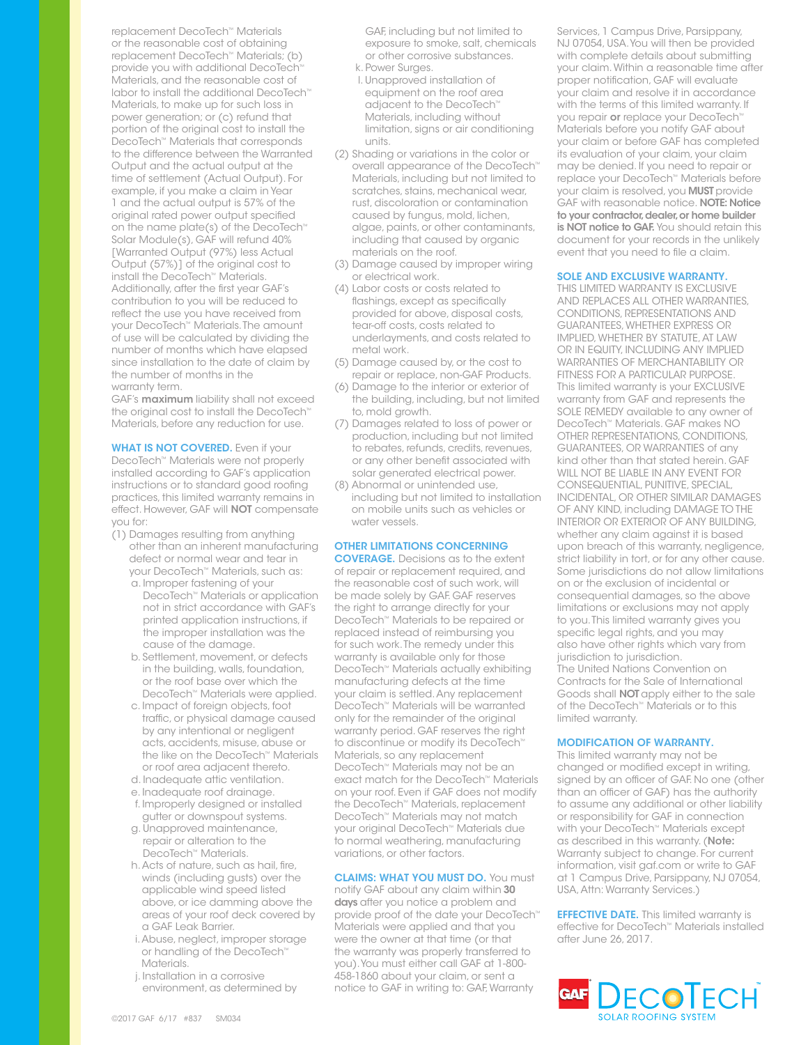replacement DecoTech™ Materials or the reasonable cost of obtaining replacement DecoTech™ Materials; (b) provide you with additional DecoTech™ Materials, and the reasonable cost of labor to install the additional DecoTech™ Materials, to make up for such loss in power generation; or (c) refund that portion of the original cost to install the DecoTech™ Materials that corresponds to the difference between the Warranted Output and the actual output at the time of settlement (Actual Output). For example, if you make a claim in Year 1 and the actual output is 57% of the original rated power output specified on the name plate(s) of the DecoTech™ Solar Module(s), GAF will refund 40% [Warranted Output (97%) less Actual Output (57%)] of the original cost to install the DecoTech™ Materials. Additionally, after the first year GAF's contribution to you will be reduced to reflect the use you have received from your DecoTech™ Materials. The amount of use will be calculated by dividing the number of months which have elapsed since installation to the date of claim by the number of months in the warranty term.

GAF's **maximum** liability shall not exceed the original cost to install the DecoTech™ Materials, before any reduction for use.

**WHAT IS NOT COVERED.** Even if your DecoTech™ Materials were not properly installed according to GAF's application instructions or to standard good roofing practices, this limited warranty remains in effect. However, GAF will **NOT** compensate you for:

(1) Damages resulting from anything other than an inherent manufacturing defect or normal wear and tear in your DecoTech™ Materials, such as:
   a. Improper fastening of your DecoTech™ Materials or application not in strict accordance with GAF's printed application instructions, if the improper installation was the cause of the damage.
   b. Settlement, movement, or defects in the building, walls, foundation, or the roof base over which the DecoTech™ Materials were applied.
   c. Impact of foreign objects, foot traffic, or physical damage caused by any intentional or negligent acts, accidents, misuse, abuse or the like on the DecoTech™ Materials or roof area adjacent thereto.
   d. Inadequate attic ventilation.
   e. Inadequate roof drainage.
   f. Improperly designed or installed gutter or downspout systems.
   g. Unapproved maintenance, repair or alteration to the DecoTech™ Materials.
   h. Acts of nature, such as hail, fire, winds (including gusts) over the applicable wind speed listed above, or ice damming above the areas of your roof deck covered by a GAF Leak Barrier.
   i. Abuse, neglect, improper storage or handling of the DecoTech™ Materials.
   j. Installation in a corrosive environment, as determined by GAF, including but not limited to exposure to smoke, salt, chemicals or other corrosive substances.
   k. Power Surges.
   l. Unapproved installation of equipment on the roof area adjacent to the DecoTech™ Materials, including without limitation, signs or air conditioning units.

(2) Shading or variations in the color or overall appearance of the DecoTech™ Materials, including but not limited to scratches, stains, mechanical wear, rust, discoloration or contamination caused by fungus, mold, lichen, algae, paints, or other contaminants, including that caused by organic materials on the roof.

(3) Damage caused by improper wiring or electrical work.

(4) Labor costs or costs related to flashings, except as specifically provided for above, disposal costs, tear-off costs, costs related to underlayments, and costs related to metal work.

(5) Damage caused by, or the cost to repair or replace, non-GAF Products.

(6) Damage to the interior or exterior of the building, including, but not limited to, mold growth.

(7) Damages related to loss of power or production, including but not limited to rebates, refunds, credits, revenues, or any other benefit associated with solar generated electrical power.

(8) Abnormal or unintended use, including but not limited to installation on mobile units such as vehicles or water vessels.

**OTHER LIMITATIONS CONCERNING COVERAGE.** Decisions as to the extent of repair or replacement required, and the reasonable cost of such work, will be made solely by GAF. GAF reserves the right to arrange directly for your DecoTech™ Materials to be repaired or replaced instead of reimbursing you for such work. The remedy under this warranty is available only for those DecoTech™ Materials actually exhibiting manufacturing defects at the time your claim is settled. Any replacement DecoTech™ Materials will be warranted only for the remainder of the original warranty period. GAF reserves the right to discontinue or modify its DecoTech™ Materials, so any replacement DecoTech™ Materials may not be an exact match for the DecoTech™ Materials on your roof. Even if GAF does not modify the DecoTech™ Materials, replacement DecoTech™ Materials may not match your original DecoTech™ Materials due to normal weathering, manufacturing variations, or other factors.

**CLAIMS: WHAT YOU MUST DO.** You must notify GAF about any claim within **30 days** after you notice a problem and provide proof of the date your DecoTech™ Materials were applied and that you were the owner at that time (or that the warranty was properly transferred to you). You must either call GAF at 1-800-458-1860 about your claim, or sent a notice to GAF in writing to: GAF, Warranty Services, 1 Campus Drive, Parsippany, NJ 07054, USA. You will then be provided with complete details about submitting your claim. Within a reasonable time after proper notification, GAF will evaluate your claim and resolve it in accordance with the terms of this limited warranty. If you repair **or** replace your DecoTech™ Materials before you notify GAF about your claim or before GAF has completed its evaluation of your claim, your claim may be denied. If you need to repair or replace your DecoTech™ Materials before your claim is resolved, you **MUST** provide GAF with reasonable notice. **NOTE: Notice to your contractor, dealer, or home builder is NOT notice to GAF.** You should retain this document for your records in the unlikely event that you need to file a claim.

**SOLE AND EXCLUSIVE WARRANTY.**
THIS LIMITED WARRANTY IS EXCLUSIVE AND REPLACES ALL OTHER WARRANTIES, CONDITIONS, REPRESENTATIONS AND GUARANTEES, WHETHER EXPRESS OR IMPLIED, WHETHER BY STATUTE, AT LAW OR IN EQUITY, INCLUDING ANY IMPLIED WARRANTIES OF MERCHANTABILITY OR FITNESS FOR A PARTICULAR PURPOSE. This limited warranty is your EXCLUSIVE warranty from GAF and represents the SOLE REMEDY available to any owner of DecoTech™ Materials. GAF makes NO OTHER REPRESENTATIONS, CONDITIONS, GUARANTEES, OR WARRANTIES of any kind other than that stated herein. GAF WILL NOT BE LIABLE IN ANY EVENT FOR CONSEQUENTIAL, PUNITIVE, SPECIAL, INCIDENTAL, OR OTHER SIMILAR DAMAGES OF ANY KIND, including DAMAGE TO THE INTERIOR OR EXTERIOR OF ANY BUILDING, whether any claim against it is based upon breach of this warranty, negligence, strict liability in tort, or for any other cause. Some jurisdictions do not allow limitations on or the exclusion of incidental or consequential damages, so the above limitations or exclusions may not apply to you. This limited warranty gives you specific legal rights, and you may also have other rights which vary from jurisdiction to jurisdiction.

The United Nations Convention on Contracts for the Sale of International Goods shall **NOT** apply either to the sale of the DecoTech™ Materials or to this limited warranty.

**MODIFICATION OF WARRANTY.**
This limited warranty may not be changed or modified except in writing, signed by an officer of GAF. No one (other than an officer of GAF) has the authority to assume any additional or other liability or responsibility for GAF in connection with your DecoTech™ Materials except as described in this warranty. (**Note:** Warranty subject to change. For current information, visit gaf.com or write to GAF at 1 Campus Drive, Parsippany, NJ 07054, USA, Attn: Warranty Services.)

**EFFECTIVE DATE.** This limited warranty is effective for DecoTech™ Materials installed after June 26, 2017.

GAF DECOTECH™ SOLAR ROOFING SYSTEM

©2017 GAF 6/17 #837 SM034